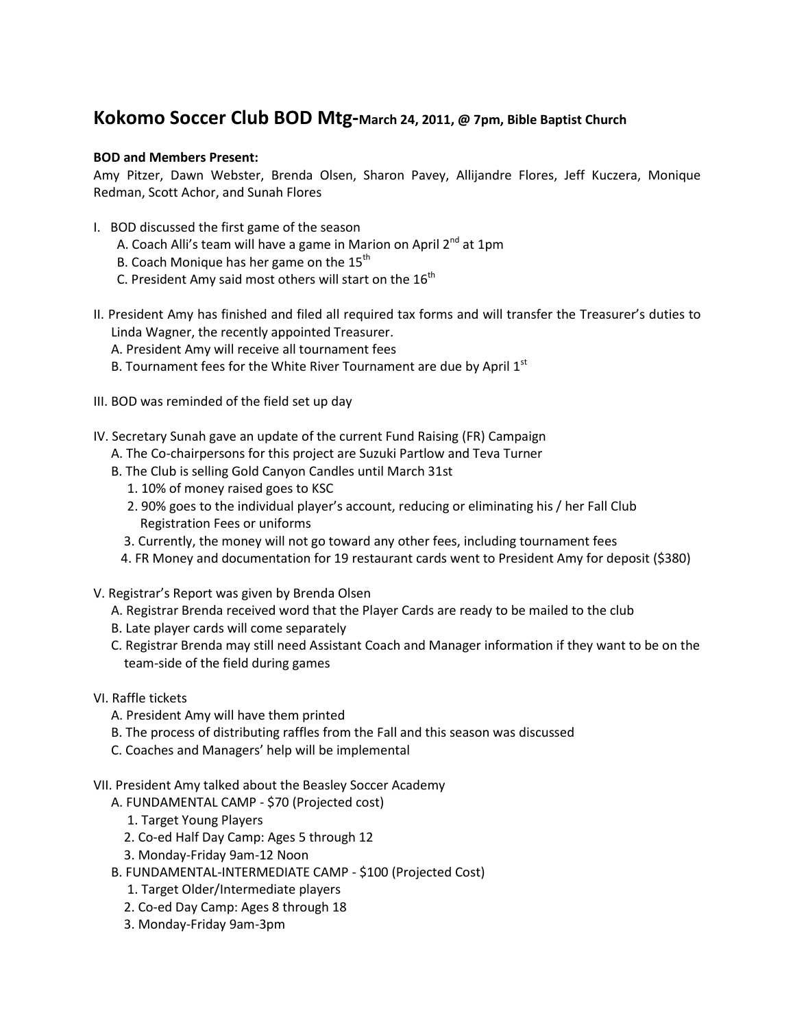# Kokomo Soccer Club BOD Mtg-March 24, 2011, @ 7pm, Bible Baptist Church

**BOD and Members Present:**

Amy Pitzer, Dawn Webster, Brenda Olsen, Sharon Pavey, Allijandre Flores, Jeff Kuczera, Monique Redman, Scott Achor, and Sunah Flores

I. BOD discussed the first game of the season
   A. Coach Alli's team will have a game in Marion on April 2nd at 1pm
   B. Coach Monique has her game on the 15th
   C. President Amy said most others will start on the 16th

II. President Amy has finished and filed all required tax forms and will transfer the Treasurer's duties to Linda Wagner, the recently appointed Treasurer.
   A. President Amy will receive all tournament fees
   B. Tournament fees for the White River Tournament are due by April 1st

III. BOD was reminded of the field set up day

IV. Secretary Sunah gave an update of the current Fund Raising (FR) Campaign
   A. The Co-chairpersons for this project are Suzuki Partlow and Teva Turner
   B. The Club is selling Gold Canyon Candles until March 31st
      1. 10% of money raised goes to KSC
      2. 90% goes to the individual player's account, reducing or eliminating his / her Fall Club Registration Fees or uniforms
      3. Currently, the money will not go toward any other fees, including tournament fees
      4. FR Money and documentation for 19 restaurant cards went to President Amy for deposit ($380)

V. Registrar's Report was given by Brenda Olsen
   A. Registrar Brenda received word that the Player Cards are ready to be mailed to the club
   B. Late player cards will come separately
   C. Registrar Brenda may still need Assistant Coach and Manager information if they want to be on the team-side of the field during games

VI. Raffle tickets
   A. President Amy will have them printed
   B. The process of distributing raffles from the Fall and this season was discussed
   C. Coaches and Managers' help will be implemental

VII. President Amy talked about the Beasley Soccer Academy
   A. FUNDAMENTAL CAMP - $70 (Projected cost)
      1. Target Young Players
      2. Co-ed Half Day Camp: Ages 5 through 12
      3. Monday-Friday 9am-12 Noon
   B. FUNDAMENTAL-INTERMEDIATE CAMP - $100 (Projected Cost)
      1. Target Older/Intermediate players
      2. Co-ed Day Camp: Ages 8 through 18
      3. Monday-Friday 9am-3pm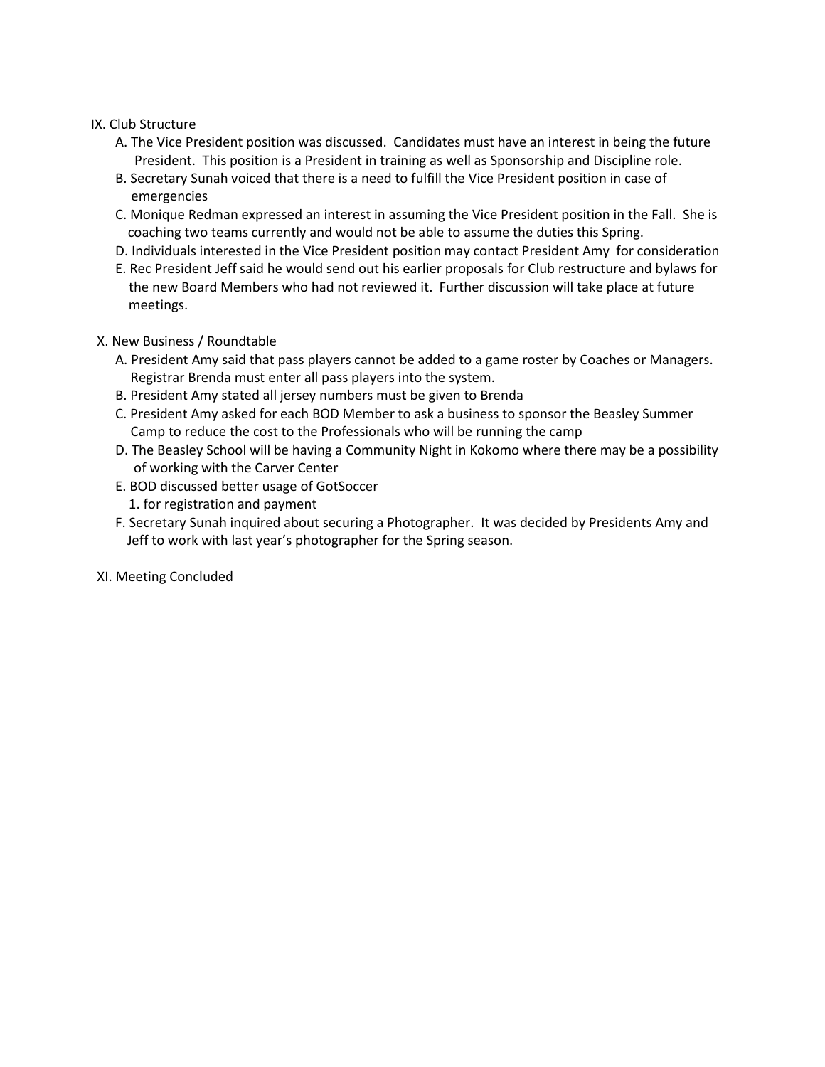IX. Club Structure

A. The Vice President position was discussed. Candidates must have an interest in being the future President. This position is a President in training as well as Sponsorship and Discipline role.

B. Secretary Sunah voiced that there is a need to fulfill the Vice President position in case of emergencies

C. Monique Redman expressed an interest in assuming the Vice President position in the Fall. She is coaching two teams currently and would not be able to assume the duties this Spring.

D. Individuals interested in the Vice President position may contact President Amy for consideration

E. Rec President Jeff said he would send out his earlier proposals for Club restructure and bylaws for the new Board Members who had not reviewed it. Further discussion will take place at future meetings.

X. New Business / Roundtable

A. President Amy said that pass players cannot be added to a game roster by Coaches or Managers. Registrar Brenda must enter all pass players into the system.

B. President Amy stated all jersey numbers must be given to Brenda

C. President Amy asked for each BOD Member to ask a business to sponsor the Beasley Summer Camp to reduce the cost to the Professionals who will be running the camp

D. The Beasley School will be having a Community Night in Kokomo where there may be a possibility of working with the Carver Center

E. BOD discussed better usage of GotSoccer

1. for registration and payment

F. Secretary Sunah inquired about securing a Photographer. It was decided by Presidents Amy and Jeff to work with last year's photographer for the Spring season.

XI. Meeting Concluded